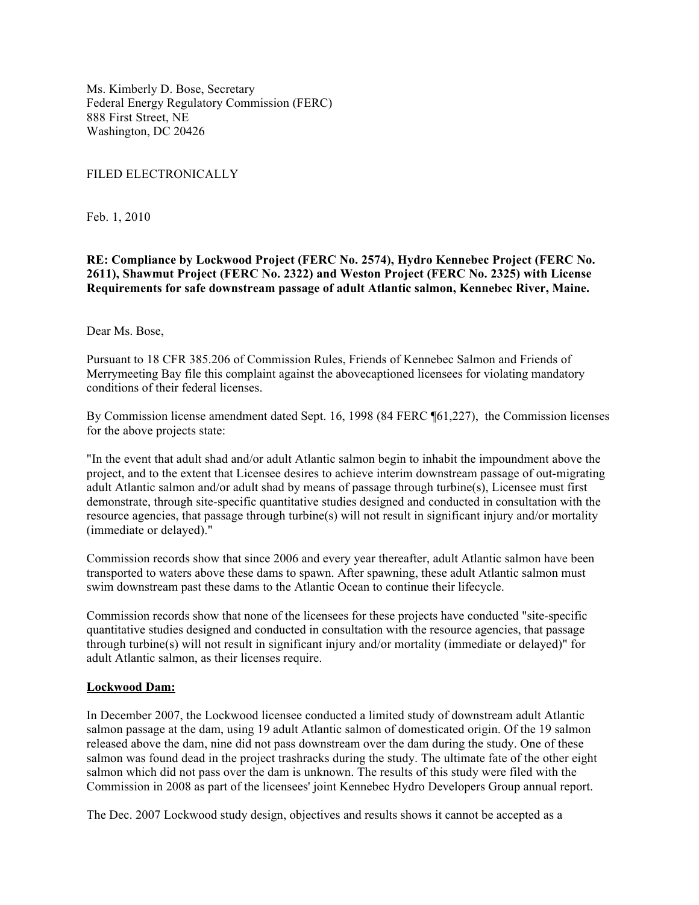Ms. Kimberly D. Bose, Secretary
Federal Energy Regulatory Commission (FERC)
888 First Street, NE
Washington, DC 20426

FILED ELECTRONICALLY

Feb. 1, 2010

**RE: Compliance by Lockwood Project (FERC No. 2574), Hydro Kennebec Project (FERC No. 2611), Shawmut Project (FERC No. 2322) and Weston Project (FERC No. 2325) with License Requirements for safe downstream passage of adult Atlantic salmon, Kennebec River, Maine.**

Dear Ms. Bose,

Pursuant to 18 CFR 385.206 of Commission Rules, Friends of Kennebec Salmon and Friends of Merrymeeting Bay file this complaint against the abovecaptioned licensees for violating mandatory conditions of their federal licenses.

By Commission license amendment dated Sept. 16, 1998 (84 FERC ¶61,227), the Commission licenses for the above projects state:

"In the event that adult shad and/or adult Atlantic salmon begin to inhabit the impoundment above the project, and to the extent that Licensee desires to achieve interim downstream passage of out-migrating adult Atlantic salmon and/or adult shad by means of passage through turbine(s), Licensee must first demonstrate, through site-specific quantitative studies designed and conducted in consultation with the resource agencies, that passage through turbine(s) will not result in significant injury and/or mortality (immediate or delayed)."

Commission records show that since 2006 and every year thereafter, adult Atlantic salmon have been transported to waters above these dams to spawn. After spawning, these adult Atlantic salmon must swim downstream past these dams to the Atlantic Ocean to continue their lifecycle.

Commission records show that none of the licensees for these projects have conducted "site-specific quantitative studies designed and conducted in consultation with the resource agencies, that passage through turbine(s) will not result in significant injury and/or mortality (immediate or delayed)" for adult Atlantic salmon, as their licenses require.

**Lockwood Dam:**

In December 2007, the Lockwood licensee conducted a limited study of downstream adult Atlantic salmon passage at the dam, using 19 adult Atlantic salmon of domesticated origin. Of the 19 salmon released above the dam, nine did not pass downstream over the dam during the study. One of these salmon was found dead in the project trashracks during the study. The ultimate fate of the other eight salmon which did not pass over the dam is unknown. The results of this study were filed with the Commission in 2008 as part of the licensees' joint Kennebec Hydro Developers Group annual report.

The Dec. 2007 Lockwood study design, objectives and results shows it cannot be accepted as a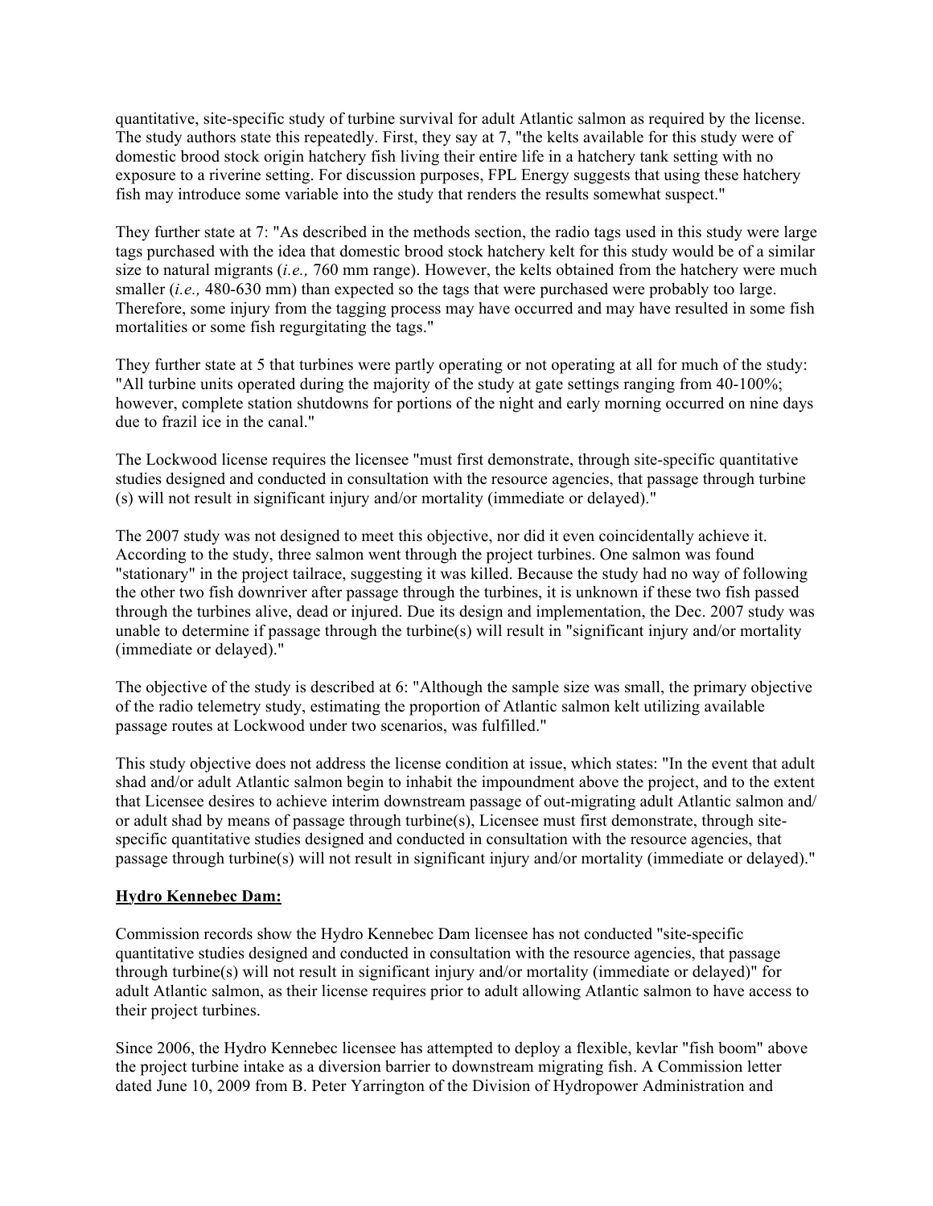quantitative, site-specific study of turbine survival for adult Atlantic salmon as required by the license. The study authors state this repeatedly. First, they say at 7, "the kelts available for this study were of domestic brood stock origin hatchery fish living their entire life in a hatchery tank setting with no exposure to a riverine setting. For discussion purposes, FPL Energy suggests that using these hatchery fish may introduce some variable into the study that renders the results somewhat suspect."

They further state at 7: "As described in the methods section, the radio tags used in this study were large tags purchased with the idea that domestic brood stock hatchery kelt for this study would be of a similar size to natural migrants (*i.e.,* 760 mm range). However, the kelts obtained from the hatchery were much smaller (*i.e.,* 480-630 mm) than expected so the tags that were purchased were probably too large. Therefore, some injury from the tagging process may have occurred and may have resulted in some fish mortalities or some fish regurgitating the tags."

They further state at 5 that turbines were partly operating or not operating at all for much of the study: "All turbine units operated during the majority of the study at gate settings ranging from 40-100%; however, complete station shutdowns for portions of the night and early morning occurred on nine days due to frazil ice in the canal."

The Lockwood license requires the licensee "must first demonstrate, through site-specific quantitative studies designed and conducted in consultation with the resource agencies, that passage through turbine (s) will not result in significant injury and/or mortality (immediate or delayed)."

The 2007 study was not designed to meet this objective, nor did it even coincidentally achieve it. According to the study, three salmon went through the project turbines. One salmon was found "stationary" in the project tailrace, suggesting it was killed. Because the study had no way of following the other two fish downriver after passage through the turbines, it is unknown if these two fish passed through the turbines alive, dead or injured. Due its design and implementation, the Dec. 2007 study was unable to determine if passage through the turbine(s) will result in "significant injury and/or mortality (immediate or delayed)."

The objective of the study is described at 6: "Although the sample size was small, the primary objective of the radio telemetry study, estimating the proportion of Atlantic salmon kelt utilizing available passage routes at Lockwood under two scenarios, was fulfilled."

This study objective does not address the license condition at issue, which states: "In the event that adult shad and/or adult Atlantic salmon begin to inhabit the impoundment above the project, and to the extent that Licensee desires to achieve interim downstream passage of out-migrating adult Atlantic salmon and/ or adult shad by means of passage through turbine(s), Licensee must first demonstrate, through site-specific quantitative studies designed and conducted in consultation with the resource agencies, that passage through turbine(s) will not result in significant injury and/or mortality (immediate or delayed)."

**Hydro Kennebec Dam:**

Commission records show the Hydro Kennebec Dam licensee has not conducted "site-specific quantitative studies designed and conducted in consultation with the resource agencies, that passage through turbine(s) will not result in significant injury and/or mortality (immediate or delayed)" for adult Atlantic salmon, as their license requires prior to adult allowing Atlantic salmon to have access to their project turbines.

Since 2006, the Hydro Kennebec licensee has attempted to deploy a flexible, kevlar "fish boom" above the project turbine intake as a diversion barrier to downstream migrating fish. A Commission letter dated June 10, 2009 from B. Peter Yarrington of the Division of Hydropower Administration and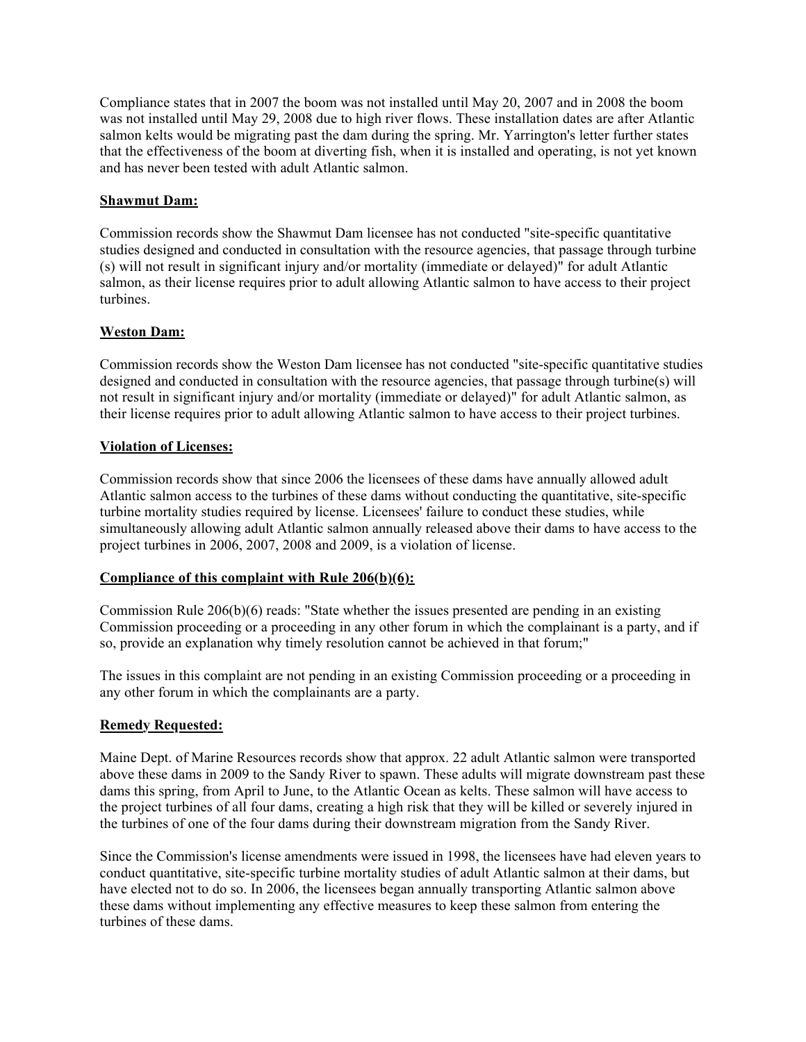Compliance states that in 2007 the boom was not installed until May 20, 2007 and in 2008 the boom was not installed until May 29, 2008 due to high river flows. These installation dates are after Atlantic salmon kelts would be migrating past the dam during the spring. Mr. Yarrington's letter further states that the effectiveness of the boom at diverting fish, when it is installed and operating, is not yet known and has never been tested with adult Atlantic salmon.

**Shawmut Dam:**

Commission records show the Shawmut Dam licensee has not conducted "site-specific quantitative studies designed and conducted in consultation with the resource agencies, that passage through turbine (s) will not result in significant injury and/or mortality (immediate or delayed)" for adult Atlantic salmon, as their license requires prior to adult allowing Atlantic salmon to have access to their project turbines.

**Weston Dam:**

Commission records show the Weston Dam licensee has not conducted "site-specific quantitative studies designed and conducted in consultation with the resource agencies, that passage through turbine(s) will not result in significant injury and/or mortality (immediate or delayed)" for adult Atlantic salmon, as their license requires prior to adult allowing Atlantic salmon to have access to their project turbines.

**Violation of Licenses:**

Commission records show that since 2006 the licensees of these dams have annually allowed adult Atlantic salmon access to the turbines of these dams without conducting the quantitative, site-specific turbine mortality studies required by license. Licensees' failure to conduct these studies, while simultaneously allowing adult Atlantic salmon annually released above their dams to have access to the project turbines in 2006, 2007, 2008 and 2009, is a violation of license.

**Compliance of this complaint with Rule 206(b)(6):**

Commission Rule 206(b)(6) reads: "State whether the issues presented are pending in an existing Commission proceeding or a proceeding in any other forum in which the complainant is a party, and if so, provide an explanation why timely resolution cannot be achieved in that forum;"

The issues in this complaint are not pending in an existing Commission proceeding or a proceeding in any other forum in which the complainants are a party.

**Remedy Requested:**

Maine Dept. of Marine Resources records show that approx. 22 adult Atlantic salmon were transported above these dams in 2009 to the Sandy River to spawn. These adults will migrate downstream past these dams this spring, from April to June, to the Atlantic Ocean as kelts. These salmon will have access to the project turbines of all four dams, creating a high risk that they will be killed or severely injured in the turbines of one of the four dams during their downstream migration from the Sandy River.

Since the Commission's license amendments were issued in 1998, the licensees have had eleven years to conduct quantitative, site-specific turbine mortality studies of adult Atlantic salmon at their dams, but have elected not to do so. In 2006, the licensees began annually transporting Atlantic salmon above these dams without implementing any effective measures to keep these salmon from entering the turbines of these dams.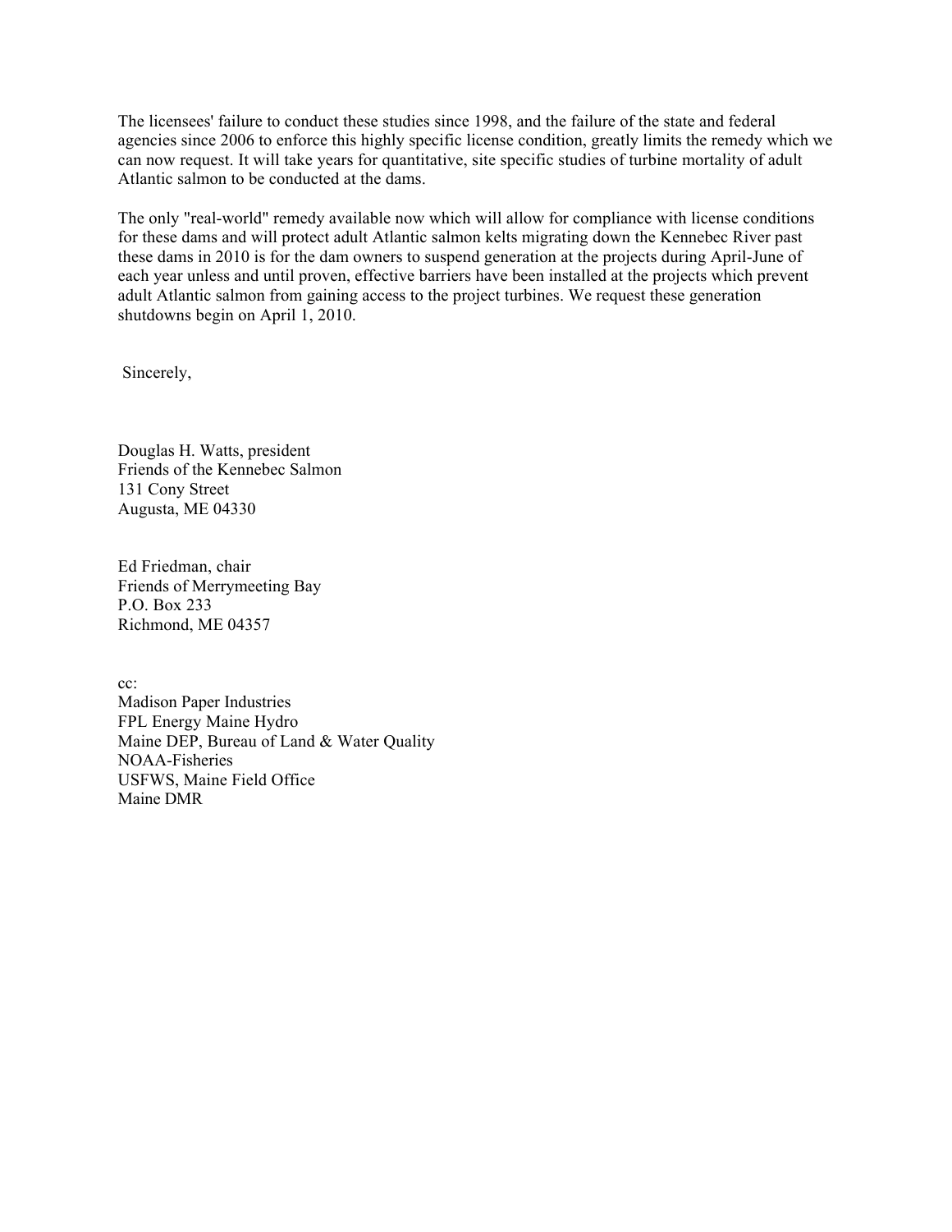The licensees' failure to conduct these studies since 1998, and the failure of the state and federal agencies since 2006 to enforce this highly specific license condition, greatly limits the remedy which we can now request. It will take years for quantitative, site specific studies of turbine mortality of adult Atlantic salmon to be conducted at the dams.

The only "real-world" remedy available now which will allow for compliance with license conditions for these dams and will protect adult Atlantic salmon kelts migrating down the Kennebec River past these dams in 2010 is for the dam owners to suspend generation at the projects during April-June of each year unless and until proven, effective barriers have been installed at the projects which prevent adult Atlantic salmon from gaining access to the project turbines. We request these generation shutdowns begin on April 1, 2010.

Sincerely,

Douglas H. Watts, president
Friends of the Kennebec Salmon
131 Cony Street
Augusta, ME 04330

Ed Friedman, chair
Friends of Merrymeeting Bay
P.O. Box 233
Richmond, ME 04357

cc:
Madison Paper Industries
FPL Energy Maine Hydro
Maine DEP, Bureau of Land & Water Quality
NOAA-Fisheries
USFWS, Maine Field Office
Maine DMR